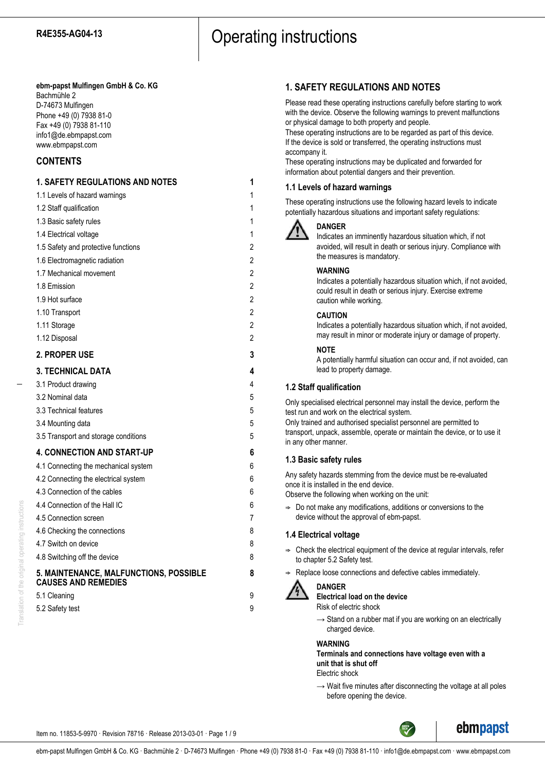R4E355-AG04-13

# Operating instructions

**ebm-papst Mulfingen GmbH & Co. KG**
Bachmühle 2
D-74673 Mulfingen
Phone +49 (0) 7938 81-0
Fax +49 (0) 7938 81-110
info1@de.ebmpapst.com
www.ebmpapst.com

## CONTENTS

| | |
|---|---|
| **1. SAFETY REGULATIONS AND NOTES** | **1** |
| 1.1 Levels of hazard warnings | 1 |
| 1.2 Staff qualification | 1 |
| 1.3 Basic safety rules | 1 |
| 1.4 Electrical voltage | 1 |
| 1.5 Safety and protective functions | 2 |
| 1.6 Electromagnetic radiation | 2 |
| 1.7 Mechanical movement | 2 |
| 1.8 Emission | 2 |
| 1.9 Hot surface | 2 |
| 1.10 Transport | 2 |
| 1.11 Storage | 2 |
| 1.12 Disposal | 2 |
| **2. PROPER USE** | **3** |
| **3. TECHNICAL DATA** | **4** |
| 3.1 Product drawing | 4 |
| 3.2 Nominal data | 5 |
| 3.3 Technical features | 5 |
| 3.4 Mounting data | 5 |
| 3.5 Transport and storage conditions | 5 |
| **4. CONNECTION AND START-UP** | **6** |
| 4.1 Connecting the mechanical system | 6 |
| 4.2 Connecting the electrical system | 6 |
| 4.3 Connection of the cables | 6 |
| 4.4 Connection of the Hall IC | 6 |
| 4.5 Connection screen | 7 |
| 4.6 Checking the connections | 8 |
| 4.7 Switch on device | 8 |
| 4.8 Switching off the device | 8 |
| **5. MAINTENANCE, MALFUNCTIONS, POSSIBLE CAUSES AND REMEDIES** | **8** |
| 5.1 Cleaning | 9 |
| 5.2 Safety test | 9 |

## 1. SAFETY REGULATIONS AND NOTES

Please read these operating instructions carefully before starting to work with the device. Observe the following warnings to prevent malfunctions or physical damage to both property and people.
These operating instructions are to be regarded as part of this device. If the device is sold or transferred, the operating instructions must accompany it.
These operating instructions may be duplicated and forwarded for information about potential dangers and their prevention.

### 1.1 Levels of hazard warnings

These operating instructions use the following hazard levels to indicate potentially hazardous situations and important safety regulations:

**DANGER**
Indicates an imminently hazardous situation which, if not avoided, will result in death or serious injury. Compliance with the measures is mandatory.

**WARNING**
Indicates a potentially hazardous situation which, if not avoided, could result in death or serious injury. Exercise extreme caution while working.

**CAUTION**
Indicates a potentially hazardous situation which, if not avoided, may result in minor or moderate injury or damage of property.

**NOTE**
A potentially harmful situation can occur and, if not avoided, can lead to property damage.

### 1.2 Staff qualification

Only specialised electrical personnel may install the device, perform the test run and work on the electrical system.
Only trained and authorised specialist personnel are permitted to transport, unpack, assemble, operate or maintain the device, or to use it in any other manner.

### 1.3 Basic safety rules

Any safety hazards stemming from the device must be re-evaluated once it is installed in the end device.
Observe the following when working on the unit:

⇒ Do not make any modifications, additions or conversions to the device without the approval of ebm-papst.

### 1.4 Electrical voltage

⇒ Check the electrical equipment of the device at regular intervals, refer to chapter 5.2 Safety test.

⇒ Replace loose connections and defective cables immediately.

**DANGER**
**Electrical load on the device**
Risk of electric shock

→ Stand on a rubber mat if you are working on an electrically charged device.

**WARNING**
**Terminals and connections have voltage even with a unit that is shut off**
Electric shock

→ Wait five minutes after disconnecting the voltage at all poles before opening the device.

Item no. 11853-5-9970 · Revision 78716 · Release 2013-03-01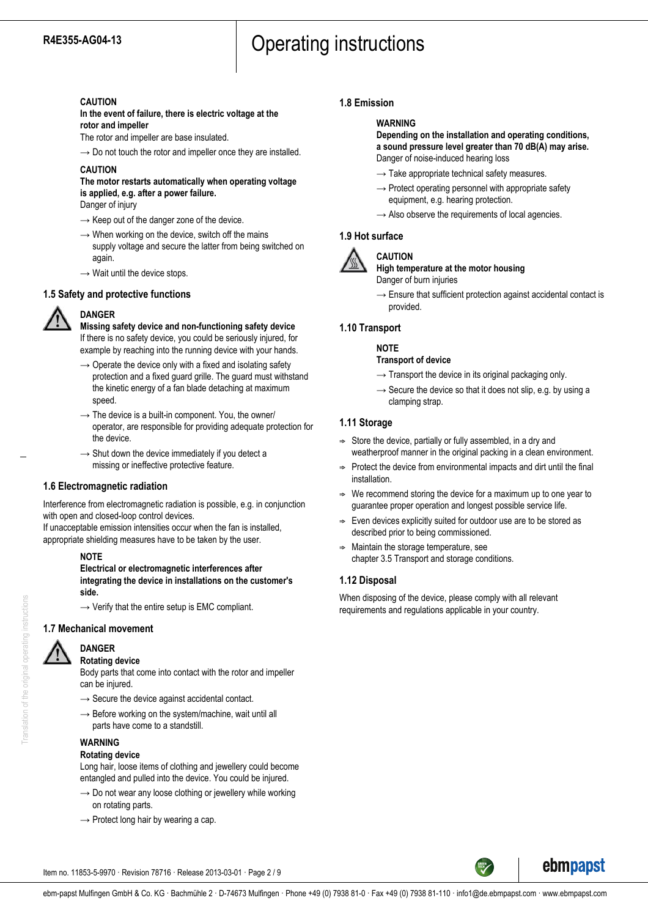**CAUTION**

**In the event of failure, there is electric voltage at the rotor and impeller**

The rotor and impeller are base insulated.

→ Do not touch the rotor and impeller once they are installed.

**CAUTION**

**The motor restarts automatically when operating voltage is applied, e.g. after a power failure.**

Danger of injury

→ Keep out of the danger zone of the device.

→ When working on the device, switch off the mains supply voltage and secure the latter from being switched on again.

→ Wait until the device stops.

## 1.5 Safety and protective functions

**DANGER**

**Missing safety device and non-functioning safety device**

If there is no safety device, you could be seriously injured, for example by reaching into the running device with your hands.

→ Operate the device only with a fixed and isolating safety protection and a fixed guard grille. The guard must withstand the kinetic energy of a fan blade detaching at maximum speed.

→ The device is a built-in component. You, the owner/operator, are responsible for providing adequate protection for the device.

→ Shut down the device immediately if you detect a missing or ineffective protective feature.

## 1.6 Electromagnetic radiation

Interference from electromagnetic radiation is possible, e.g. in conjunction with open and closed-loop control devices.
If unacceptable emission intensities occur when the fan is installed, appropriate shielding measures have to be taken by the user.

**NOTE**

**Electrical or electromagnetic interferences after integrating the device in installations on the customer's side.**

→ Verify that the entire setup is EMC compliant.

## 1.7 Mechanical movement

**DANGER**

**Rotating device**

Body parts that come into contact with the rotor and impeller can be injured.

→ Secure the device against accidental contact.

→ Before working on the system/machine, wait until all parts have come to a standstill.

**WARNING**

**Rotating device**

Long hair, loose items of clothing and jewellery could become entangled and pulled into the device. You could be injured.

→ Do not wear any loose clothing or jewellery while working on rotating parts.

→ Protect long hair by wearing a cap.

## 1.8 Emission

**WARNING**

**Depending on the installation and operating conditions, a sound pressure level greater than 70 dB(A) may arise.**

Danger of noise-induced hearing loss

→ Take appropriate technical safety measures.

→ Protect operating personnel with appropriate safety equipment, e.g. hearing protection.

→ Also observe the requirements of local agencies.

## 1.9 Hot surface

**CAUTION**

**High temperature at the motor housing**

Danger of burn injuries

→ Ensure that sufficient protection against accidental contact is provided.

## 1.10 Transport

**NOTE**

**Transport of device**

→ Transport the device in its original packaging only.

→ Secure the device so that it does not slip, e.g. by using a clamping strap.

## 1.11 Storage

⇒ Store the device, partially or fully assembled, in a dry and weatherproof manner in the original packing in a clean environment.

⇒ Protect the device from environmental impacts and dirt until the final installation.

⇒ We recommend storing the device for a maximum up to one year to guarantee proper operation and longest possible service life.

⇒ Even devices explicitly suited for outdoor use are to be stored as described prior to being commissioned.

⇒ Maintain the storage temperature, see chapter 3.5 Transport and storage conditions.

## 1.12 Disposal

When disposing of the device, please comply with all relevant requirements and regulations applicable in your country.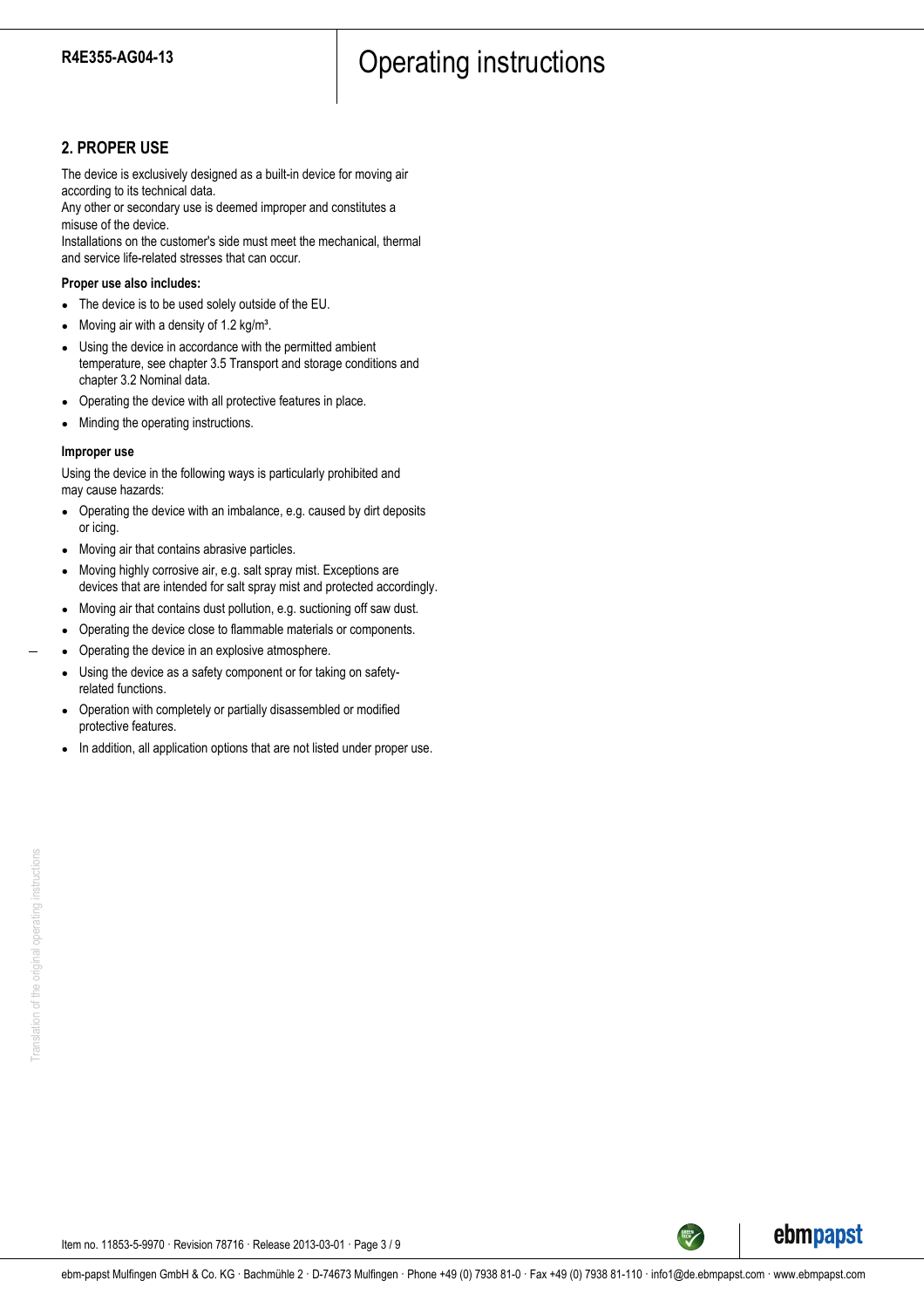## 2. PROPER USE

The device is exclusively designed as a built-in device for moving air according to its technical data.
Any other or secondary use is deemed improper and constitutes a misuse of the device.
Installations on the customer's side must meet the mechanical, thermal and service life-related stresses that can occur.

**Proper use also includes:**

- The device is to be used solely outside of the EU.
- Moving air with a density of 1.2 kg/m³.
- Using the device in accordance with the permitted ambient temperature, see chapter 3.5 Transport and storage conditions and chapter 3.2 Nominal data.
- Operating the device with all protective features in place.
- Minding the operating instructions.

**Improper use**

Using the device in the following ways is particularly prohibited and may cause hazards:

- Operating the device with an imbalance, e.g. caused by dirt deposits or icing.
- Moving air that contains abrasive particles.
- Moving highly corrosive air, e.g. salt spray mist. Exceptions are devices that are intended for salt spray mist and protected accordingly.
- Moving air that contains dust pollution, e.g. suctioning off saw dust.
- Operating the device close to flammable materials or components.
- Operating the device in an explosive atmosphere.
- Using the device as a safety component or for taking on safety-related functions.
- Operation with completely or partially disassembled or modified protective features.
- In addition, all application options that are not listed under proper use.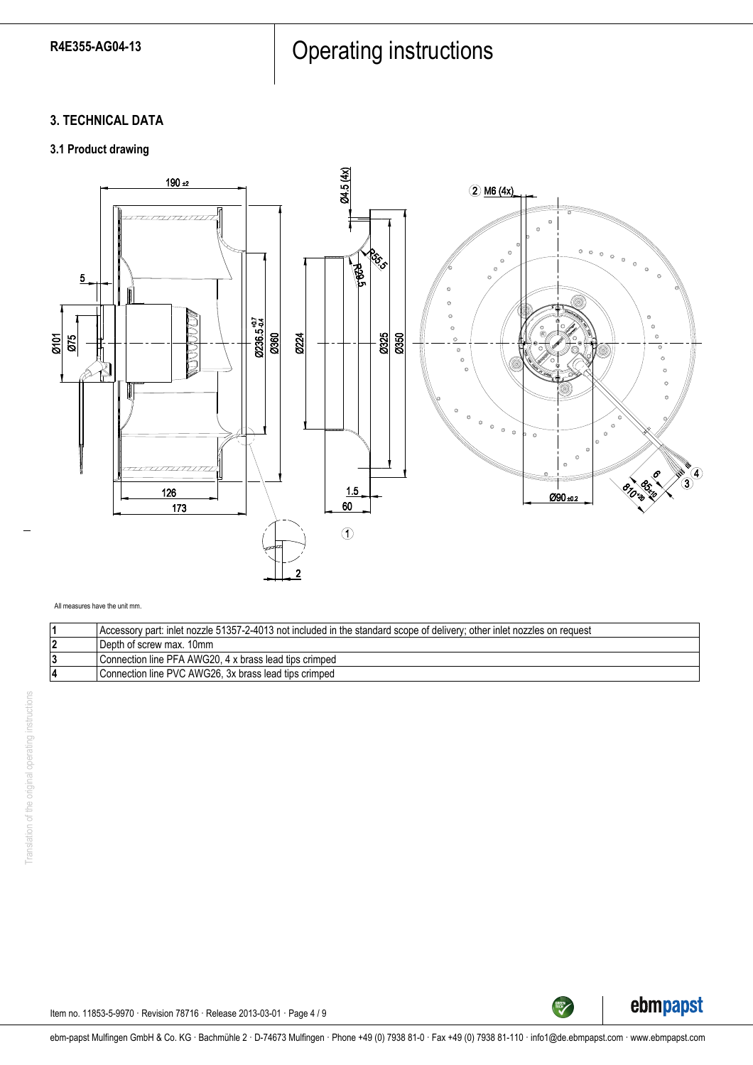## 3. TECHNICAL DATA

### 3.1 Product drawing

All measures have the unit mm.

| | |
|---|---|
| 1 | Accessory part: inlet nozzle 51357-2-4013 not included in the standard scope of delivery; other inlet nozzles on request |
| 2 | Depth of screw max. 10mm |
| 3 | Connection line PFA AWG20, 4 x brass lead tips crimped |
| 4 | Connection line PVC AWG26, 3x brass lead tips crimped |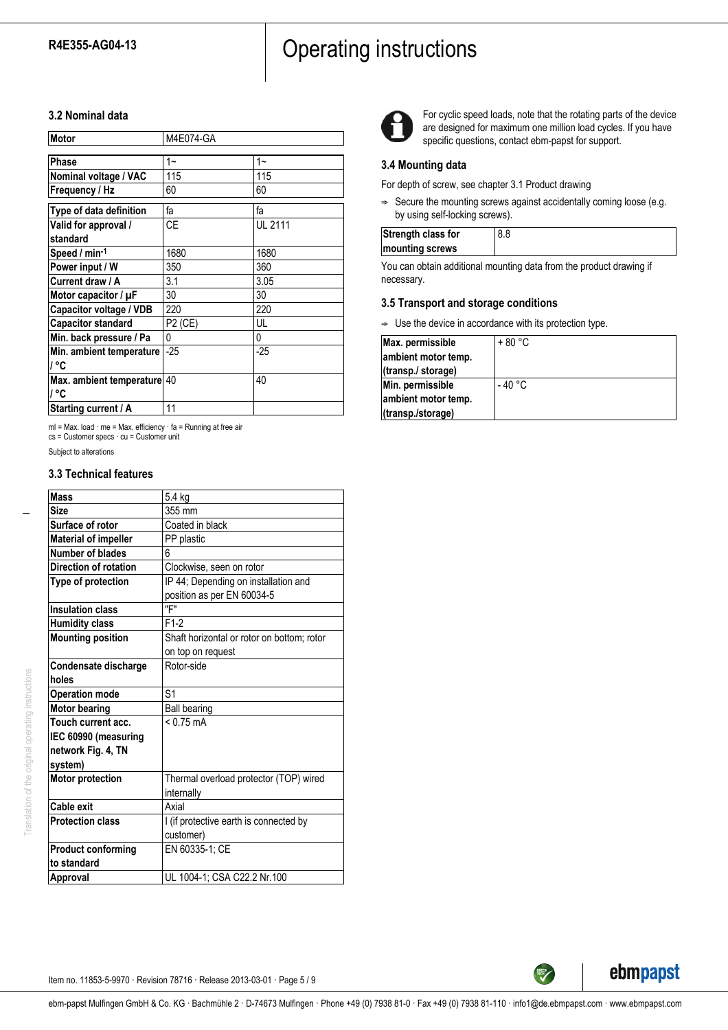### 3.2 Nominal data

| Motor | M4E074-GA | |
|---|---|---|
| Phase | 1~ | 1~ |
| Nominal voltage / VAC | 115 | 115 |
| Frequency / Hz | 60 | 60 |
| Type of data definition | fa | fa |
| Valid for approval / standard | CE | UL 2111 |
| Speed / min⁻¹ | 1680 | 1680 |
| Power input / W | 350 | 360 |
| Current draw / A | 3.1 | 3.05 |
| Motor capacitor / µF | 30 | 30 |
| Capacitor voltage / VDB | 220 | 220 |
| Capacitor standard | P2 (CE) | UL |
| Min. back pressure / Pa | 0 | 0 |
| Min. ambient temperature / °C | -25 | -25 |
| Max. ambient temperature / °C | 40 | 40 |
| Starting current / A | 11 | |

ml = Max. load · me = Max. efficiency · fa = Running at free air
cs = Customer specs · cu = Customer unit

Subject to alterations

### 3.3 Technical features

| | |
|---|---|
| Mass | 5.4 kg |
| Size | 355 mm |
| Surface of rotor | Coated in black |
| Material of impeller | PP plastic |
| Number of blades | 6 |
| Direction of rotation | Clockwise, seen on rotor |
| Type of protection | IP 44; Depending on installation and position as per EN 60034-5 |
| Insulation class | "F" |
| Humidity class | F1-2 |
| Mounting position | Shaft horizontal or rotor on bottom; rotor on top on request |
| Condensate discharge holes | Rotor-side |
| Operation mode | S1 |
| Motor bearing | Ball bearing |
| Touch current acc. IEC 60990 (measuring network Fig. 4, TN system) | < 0.75 mA |
| Motor protection | Thermal overload protector (TOP) wired internally |
| Cable exit | Axial |
| Protection class | I (if protective earth is connected by customer) |
| Product conforming to standard | EN 60335-1; CE |
| Approval | UL 1004-1; CSA C22.2 Nr.100 |

For cyclic speed loads, note that the rotating parts of the device are designed for maximum one million load cycles. If you have specific questions, contact ebm-papst for support.

### 3.4 Mounting data

For depth of screw, see chapter 3.1 Product drawing

⇒ Secure the mounting screws against accidentally coming loose (e.g. by using self-locking screws).

| | |
|---|---|
| Strength class for mounting screws | 8.8 |

You can obtain additional mounting data from the product drawing if necessary.

### 3.5 Transport and storage conditions

⇒ Use the device in accordance with its protection type.

| | |
|---|---|
| Max. permissible ambient motor temp. (transp./ storage) | + 80 °C |
| Min. permissible ambient motor temp. (transp./storage) | - 40 °C |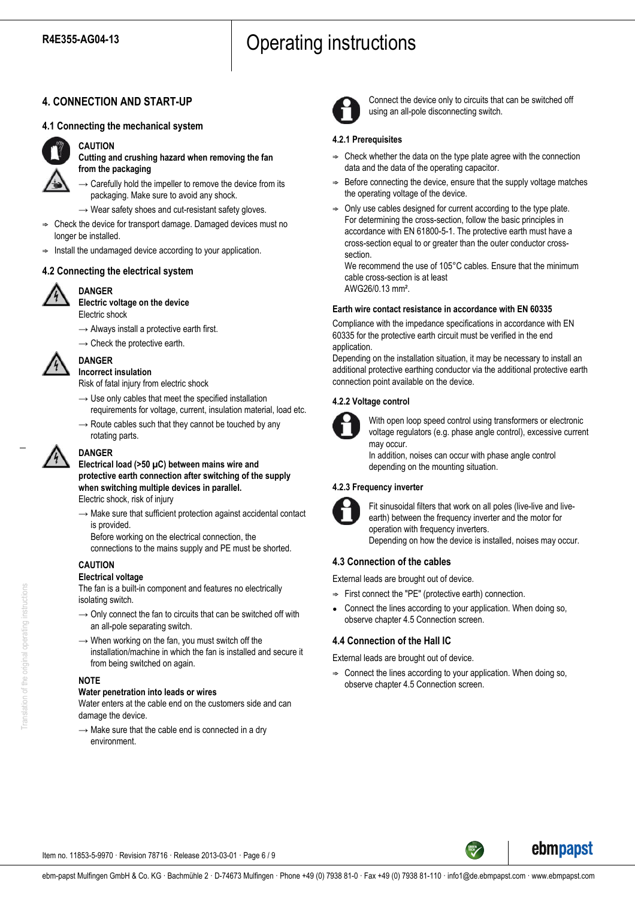## 4. CONNECTION AND START-UP

### 4.1 Connecting the mechanical system

**CAUTION**
**Cutting and crushing hazard when removing the fan from the packaging**

→ Carefully hold the impeller to remove the device from its packaging. Make sure to avoid any shock.

→ Wear safety shoes and cut-resistant safety gloves.

⇨ Check the device for transport damage. Damaged devices must no longer be installed.

⇨ Install the undamaged device according to your application.

### 4.2 Connecting the electrical system

**DANGER**
**Electric voltage on the device**
Electric shock

→ Always install a protective earth first.

→ Check the protective earth.

**DANGER**
**Incorrect insulation**
Risk of fatal injury from electric shock

→ Use only cables that meet the specified installation requirements for voltage, current, insulation material, load etc.

→ Route cables such that they cannot be touched by any rotating parts.

**DANGER**
**Electrical load (>50 µC) between mains wire and protective earth connection after switching of the supply when switching multiple devices in parallel.**
Electric shock, risk of injury

→ Make sure that sufficient protection against accidental contact is provided.
Before working on the electrical connection, the connections to the mains supply and PE must be shorted.

**CAUTION**
**Electrical voltage**
The fan is a built-in component and features no electrically isolating switch.

→ Only connect the fan to circuits that can be switched off with an all-pole separating switch.

→ When working on the fan, you must switch off the installation/machine in which the fan is installed and secure it from being switched on again.

**NOTE**
**Water penetration into leads or wires**
Water enters at the cable end on the customers side and can damage the device.

→ Make sure that the cable end is connected in a dry environment.

Connect the device only to circuits that can be switched off using an all-pole disconnecting switch.

#### 4.2.1 Prerequisites

⇨ Check whether the data on the type plate agree with the connection data and the data of the operating capacitor.

⇨ Before connecting the device, ensure that the supply voltage matches the operating voltage of the device.

⇨ Only use cables designed for current according to the type plate.
For determining the cross-section, follow the basic principles in accordance with EN 61800-5-1. The protective earth must have a cross-section equal to or greater than the outer conductor cross-section.
We recommend the use of 105°C cables. Ensure that the minimum cable cross-section is at least AWG26/0.13 mm².

**Earth wire contact resistance in accordance with EN 60335**

Compliance with the impedance specifications in accordance with EN 60335 for the protective earth circuit must be verified in the end application.
Depending on the installation situation, it may be necessary to install an additional protective earthing conductor via the additional protective earth connection point available on the device.

#### 4.2.2 Voltage control

With open loop speed control using transformers or electronic voltage regulators (e.g. phase angle control), excessive current may occur.
In addition, noises can occur with phase angle control depending on the mounting situation.

#### 4.2.3 Frequency inverter

Fit sinusoidal filters that work on all poles (live-live and live-earth) between the frequency inverter and the motor for operation with frequency inverters.
Depending on how the device is installed, noises may occur.

### 4.3 Connection of the cables

External leads are brought out of device.

⇨ First connect the "PE" (protective earth) connection.

- Connect the lines according to your application. When doing so, observe chapter 4.5 Connection screen.

### 4.4 Connection of the Hall IC

External leads are brought out of device.

⇨ Connect the lines according to your application. When doing so, observe chapter 4.5 Connection screen.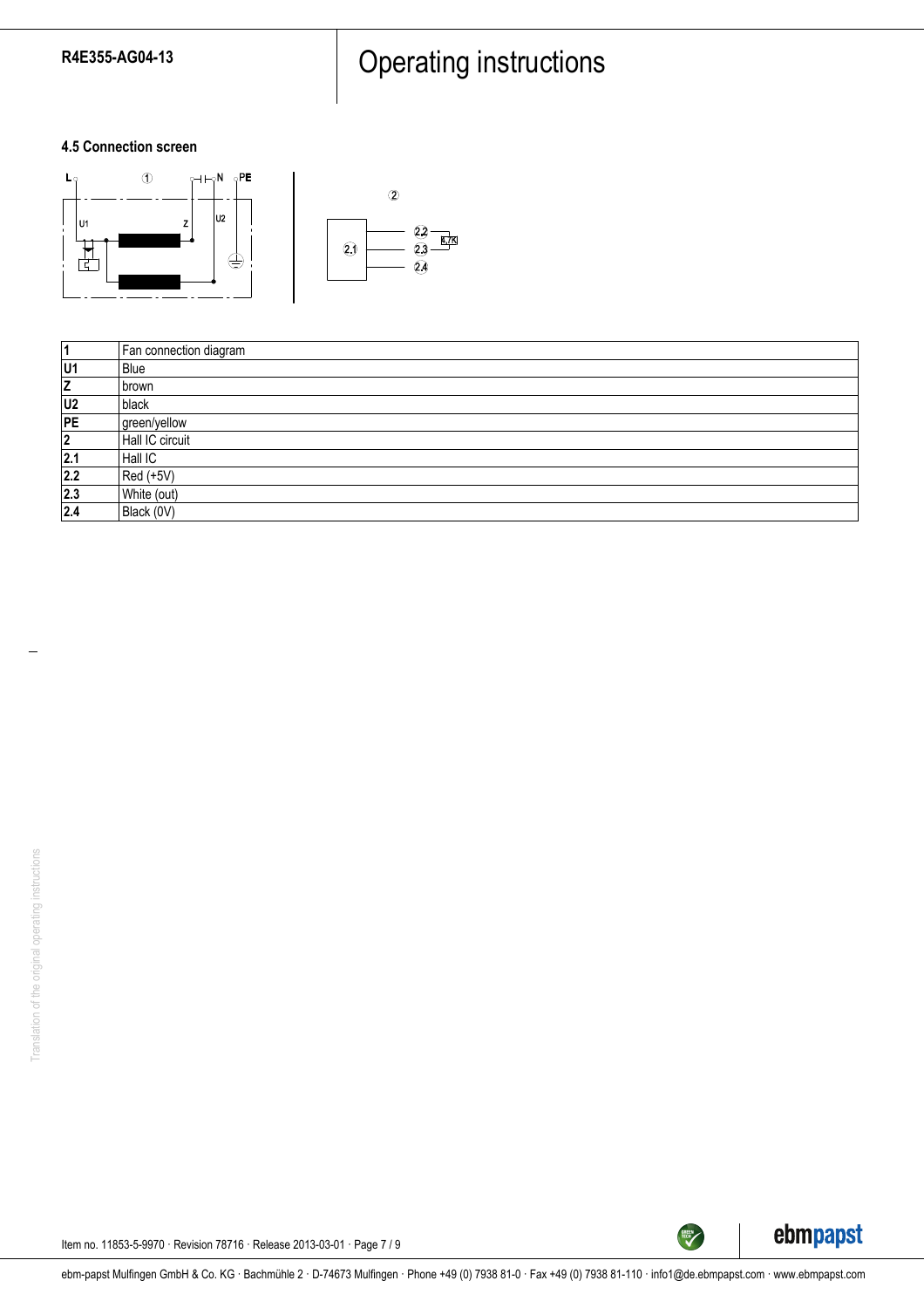### 4.5 Connection screen

| 1 | Fan connection diagram |
|---|---|
| U1 | Blue |
| Z | brown |
| U2 | black |
| PE | green/yellow |
| 2 | Hall IC circuit |
| 2.1 | Hall IC |
| 2.2 | Red (+5V) |
| 2.3 | White (out) |
| 2.4 | Black (0V) |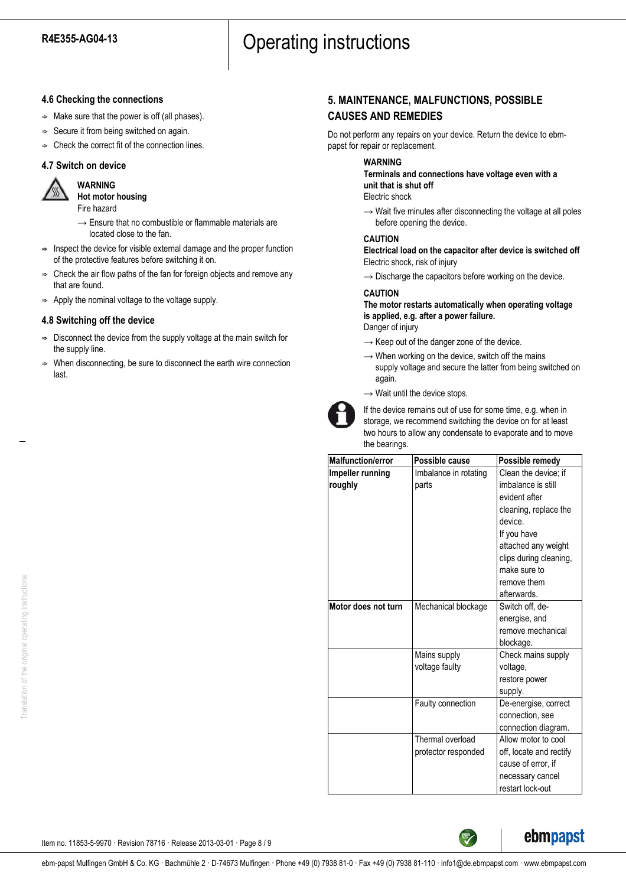### 4.6 Checking the connections

- Make sure that the power is off (all phases).
- Secure it from being switched on again.
- Check the correct fit of the connection lines.

### 4.7 Switch on device

**WARNING**
**Hot motor housing**
Fire hazard

→ Ensure that no combustible or flammable materials are located close to the fan.

- Inspect the device for visible external damage and the proper function of the protective features before switching it on.
- Check the air flow paths of the fan for foreign objects and remove any that are found.
- Apply the nominal voltage to the voltage supply.

### 4.8 Switching off the device

- Disconnect the device from the supply voltage at the main switch for the supply line.
- When disconnecting, be sure to disconnect the earth wire connection last.

## 5. MAINTENANCE, MALFUNCTIONS, POSSIBLE CAUSES AND REMEDIES

Do not perform any repairs on your device. Return the device to ebm-papst for repair or replacement.

**WARNING**
**Terminals and connections have voltage even with a unit that is shut off**
Electric shock

→ Wait five minutes after disconnecting the voltage at all poles before opening the device.

**CAUTION**
**Electrical load on the capacitor after device is switched off**
Electric shock, risk of injury

→ Discharge the capacitors before working on the device.

**CAUTION**
**The motor restarts automatically when operating voltage is applied, e.g. after a power failure.**
Danger of injury

→ Keep out of the danger zone of the device.

→ When working on the device, switch off the mains supply voltage and secure the latter from being switched on again.

→ Wait until the device stops.

If the device remains out of use for some time, e.g. when in storage, we recommend switching the device on for at least two hours to allow any condensate to evaporate and to move the bearings.

| Malfunction/error | Possible cause | Possible remedy |
|---|---|---|
| **Impeller running roughly** | Imbalance in rotating parts | Clean the device; if imbalance is still evident after cleaning, replace the device. If you have attached any weight clips during cleaning, make sure to remove them afterwards. |
| **Motor does not turn** | Mechanical blockage | Switch off, de-energise, and remove mechanical blockage. |
| | Mains supply voltage faulty | Check mains supply voltage, restore power supply. |
| | Faulty connection | De-energise, correct connection, see connection diagram. |
| | Thermal overload protector responded | Allow motor to cool off, locate and rectify cause of error, if necessary cancel restart lock-out |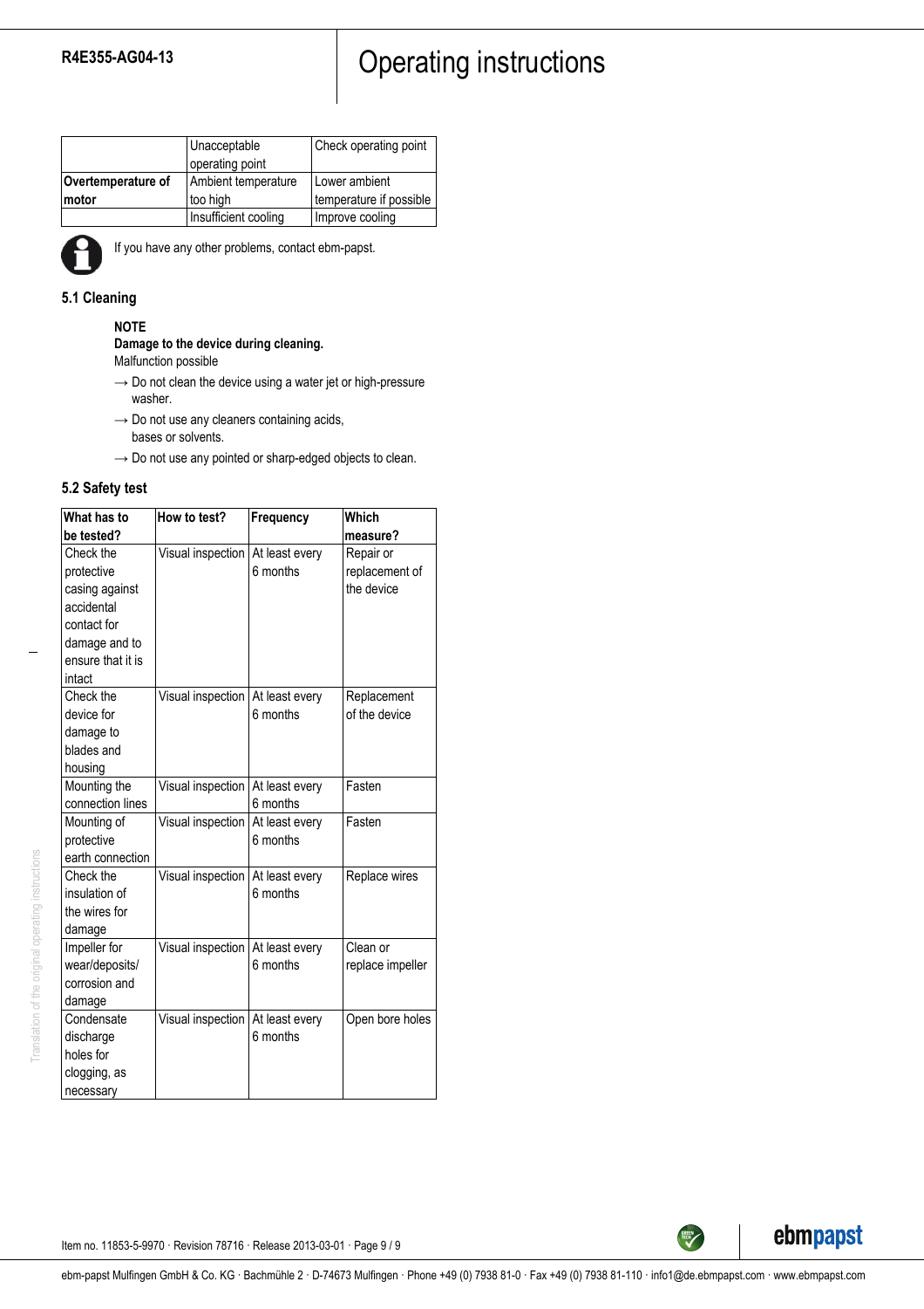| | | |
|---|---|---|
| | Unacceptable operating point | Check operating point |
| **Overtemperature of motor** | Ambient temperature too high | Lower ambient temperature if possible |
| | Insufficient cooling | Improve cooling |

If you have any other problems, contact ebm-papst.

## 5.1 Cleaning

**NOTE**

**Damage to the device during cleaning.**

Malfunction possible

→ Do not clean the device using a water jet or high-pressure washer.

→ Do not use any cleaners containing acids, bases or solvents.

→ Do not use any pointed or sharp-edged objects to clean.

## 5.2 Safety test

| What has to be tested? | How to test? | Frequency | Which measure? |
|---|---|---|---|
| Check the protective casing against accidental contact for damage and to ensure that it is intact | Visual inspection | At least every 6 months | Repair or replacement of the device |
| Check the device for damage to blades and housing | Visual inspection | At least every 6 months | Replacement of the device |
| Mounting the connection lines | Visual inspection | At least every 6 months | Fasten |
| Mounting of protective earth connection | Visual inspection | At least every 6 months | Fasten |
| Check the insulation of the wires for damage | Visual inspection | At least every 6 months | Replace wires |
| Impeller for wear/deposits/ corrosion and damage | Visual inspection | At least every 6 months | Clean or replace impeller |
| Condensate discharge holes for clogging, as necessary | Visual inspection | At least every 6 months | Open bore holes |